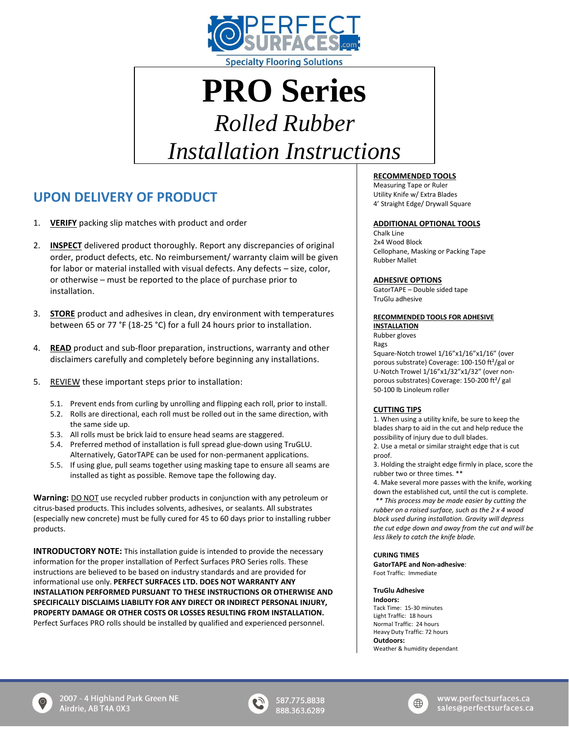Specialty Flooring Solutions

# PRO Series

## *Rolled Rubber Installation Instructions*

## UPON DELIVERY OF PRODUCT

1. **VERIFY** packing slip matches with product and order
2. **INSPECT** delivered product thoroughly. Report any discrepancies of original order, product defects, etc. No reimbursement/ warranty claim will be given for labor or material installed with visual defects. Any defects – size, color, or otherwise – must be reported to the place of purchase prior to installation.
3. **STORE** product and adhesives in clean, dry environment with temperatures between 65 or 77 °F (18-25 °C) for a full 24 hours prior to installation.
4. **READ** product and sub-floor preparation, instructions, warranty and other disclaimers carefully and completely before beginning any installations.
5. REVIEW these important steps prior to installation:
   - 5.1. Prevent ends from curling by unrolling and flipping each roll, prior to install.
   - 5.2. Rolls are directional, each roll must be rolled out in the same direction, with the same side up.
   - 5.3. All rolls must be brick laid to ensure head seams are staggered.
   - 5.4. Preferred method of installation is full spread glue-down using TruGLU. Alternatively, GatorTAPE can be used for non-permanent applications.
   - 5.5. If using glue, pull seams together using masking tape to ensure all seams are installed as tight as possible. Remove tape the following day.

**Warning:** DO NOT use recycled rubber products in conjunction with any petroleum or citrus-based products. This includes solvents, adhesives, or sealants. All substrates (especially new concrete) must be fully cured for 45 to 60 days prior to installing rubber products.

**INTRODUCTORY NOTE:** This installation guide is intended to provide the necessary information for the proper installation of Perfect Surfaces PRO Series rolls. These instructions are believed to be based on industry standards and are provided for informational use only. **PERFECT SURFACES LTD. DOES NOT WARRANTY ANY INSTALLATION PERFORMED PURSUANT TO THESE INSTRUCTIONS OR OTHERWISE AND SPECIFICALLY DISCLAIMS LIABILITY FOR ANY DIRECT OR INDIRECT PERSONAL INJURY, PROPERTY DAMAGE OR OTHER COSTS OR LOSSES RESULTING FROM INSTALLATION.** Perfect Surfaces PRO rolls should be installed by qualified and experienced personnel.

**RECOMMENDED TOOLS**

Measuring Tape or Ruler
Utility Knife w/ Extra Blades
4' Straight Edge/ Drywall Square

**ADDITIONAL OPTIONAL TOOLS**

Chalk Line
2x4 Wood Block
Cellophane, Masking or Packing Tape
Rubber Mallet

**ADHESIVE OPTIONS**

GatorTAPE – Double sided tape
TruGlu adhesive

**RECOMMENDED TOOLS FOR ADHESIVE INSTALLATION**

Rubber gloves
Rags
Square-Notch trowel 1/16"x1/16"x1/16" (over porous substrate) Coverage: 100-150 ft²/gal or U-Notch Trowel 1/16"x1/32"x1/32" (over non-porous substrates) Coverage: 150-200 ft²/ gal
50-100 lb Linoleum roller

**CUTTING TIPS**

1. When using a utility knife, be sure to keep the blades sharp to aid in the cut and help reduce the possibility of injury due to dull blades.
2. Use a metal or similar straight edge that is cut proof.
3. Holding the straight edge firmly in place, score the rubber two or three times. **
4. Make several more passes with the knife, working down the established cut, until the cut is complete.

*** This process may be made easier by cutting the rubber on a raised surface, such as the 2 x 4 wood block used during installation. Gravity will depress the cut edge down and away from the cut and will be less likely to catch the knife blade.*

**CURING TIMES**

**GatorTAPE and Non-adhesive**:
Foot Traffic: Immediate

**TruGlu Adhesive**

**Indoors:**
Tack Time: 15-30 minutes
Light Traffic: 18 hours
Normal Traffic: 24 hours
Heavy Duty Traffic: 72 hours

**Outdoors:**
Weather & humidity dependant

2007 - 4 Highland Park Green NE
Airdrie, AB T4A 0X3

587.775.8838
888.363.6289

www.perfectsurfaces.ca
sales@perfectsurfaces.ca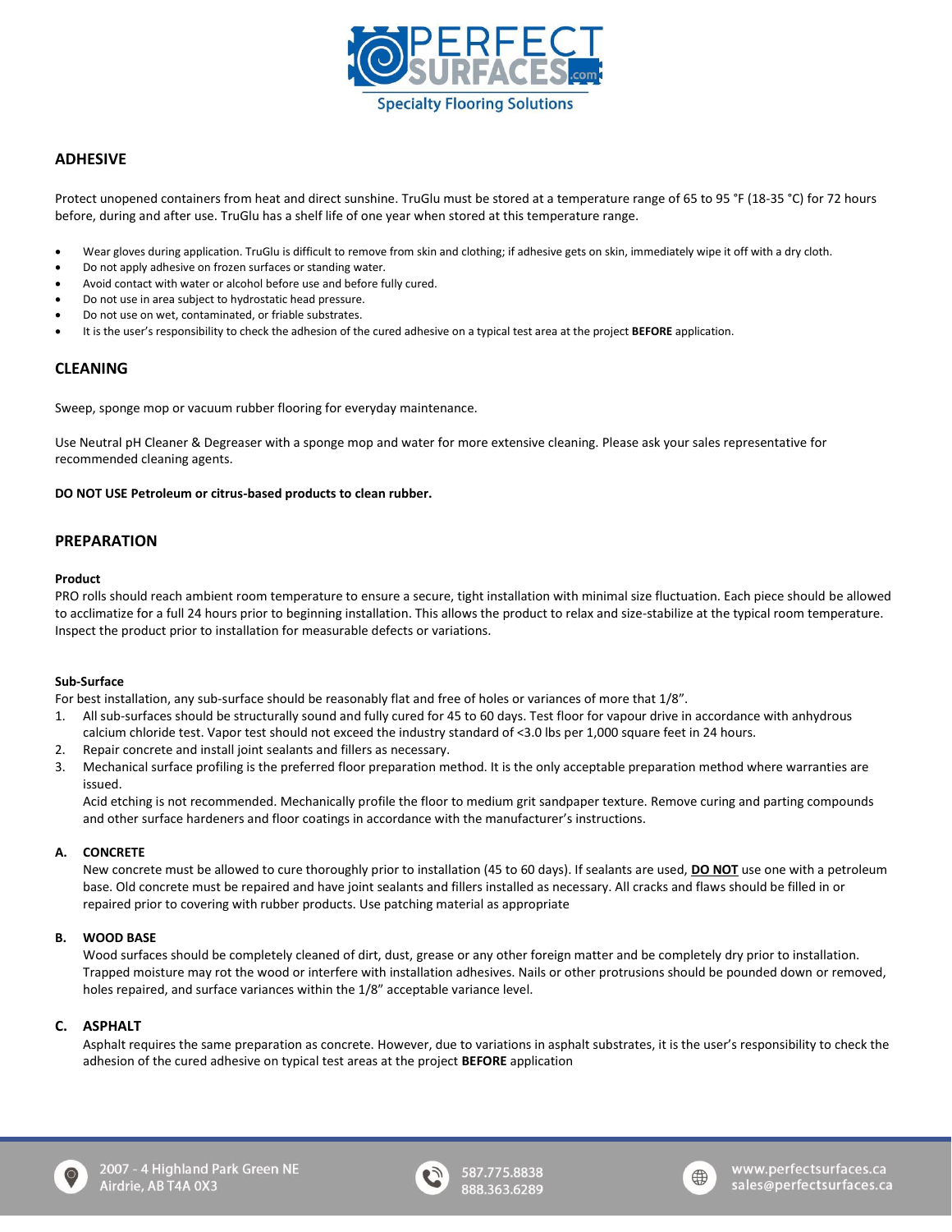## ADHESIVE

Protect unopened containers from heat and direct sunshine. TruGlu must be stored at a temperature range of 65 to 95 °F (18-35 °C) for 72 hours before, during and after use. TruGlu has a shelf life of one year when stored at this temperature range.

- Wear gloves during application. TruGlu is difficult to remove from skin and clothing; if adhesive gets on skin, immediately wipe it off with a dry cloth.
- Do not apply adhesive on frozen surfaces or standing water.
- Avoid contact with water or alcohol before use and before fully cured.
- Do not use in area subject to hydrostatic head pressure.
- Do not use on wet, contaminated, or friable substrates.
- It is the user's responsibility to check the adhesion of the cured adhesive on a typical test area at the project **BEFORE** application.

## CLEANING

Sweep, sponge mop or vacuum rubber flooring for everyday maintenance.

Use Neutral pH Cleaner & Degreaser with a sponge mop and water for more extensive cleaning. Please ask your sales representative for recommended cleaning agents.

**DO NOT USE Petroleum or citrus-based products to clean rubber.**

## PREPARATION

**Product**
PRO rolls should reach ambient room temperature to ensure a secure, tight installation with minimal size fluctuation. Each piece should be allowed to acclimatize for a full 24 hours prior to beginning installation. This allows the product to relax and size-stabilize at the typical room temperature. Inspect the product prior to installation for measurable defects or variations.

**Sub-Surface**
For best installation, any sub-surface should be reasonably flat and free of holes or variances of more that 1/8".

1. All sub-surfaces should be structurally sound and fully cured for 45 to 60 days. Test floor for vapour drive in accordance with anhydrous calcium chloride test. Vapor test should not exceed the industry standard of <3.0 lbs per 1,000 square feet in 24 hours.
2. Repair concrete and install joint sealants and fillers as necessary.
3. Mechanical surface profiling is the preferred floor preparation method. It is the only acceptable preparation method where warranties are issued.
   Acid etching is not recommended. Mechanically profile the floor to medium grit sandpaper texture. Remove curing and parting compounds and other surface hardeners and floor coatings in accordance with the manufacturer's instructions.

**A. CONCRETE**
New concrete must be allowed to cure thoroughly prior to installation (45 to 60 days). If sealants are used, **DO NOT** use one with a petroleum base. Old concrete must be repaired and have joint sealants and fillers installed as necessary. All cracks and flaws should be filled in or repaired prior to covering with rubber products. Use patching material as appropriate

**B. WOOD BASE**
Wood surfaces should be completely cleaned of dirt, dust, grease or any other foreign matter and be completely dry prior to installation. Trapped moisture may rot the wood or interfere with installation adhesives. Nails or other protrusions should be pounded down or removed, holes repaired, and surface variances within the 1/8" acceptable variance level.

**C. ASPHALT**
Asphalt requires the same preparation as concrete. However, due to variations in asphalt substrates, it is the user's responsibility to check the adhesion of the cured adhesive on typical test areas at the project **BEFORE** application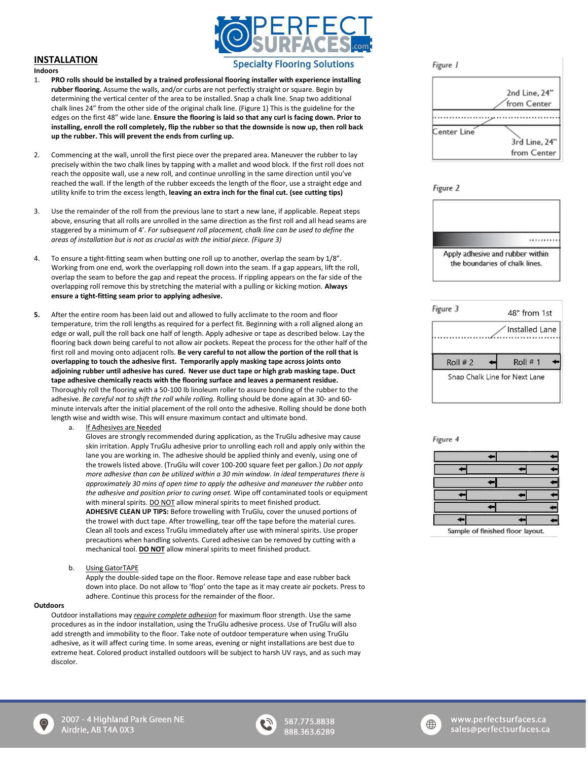## INSTALLATION

**Indoors**

1. **PRO rolls should be installed by a trained professional flooring installer with experience installing rubber flooring.** Assume the walls, and/or curbs are not perfectly straight or square. Begin by determining the vertical center of the area to be installed. Snap a chalk line. Snap two additional chalk lines 24" from the other side of the original chalk line. (Figure 1) This is the guideline for the edges on the first 48" wide lane. **Ensure the flooring is laid so that any curl is facing down. Prior to installing, enroll the roll completely, flip the rubber so that the downside is now up, then roll back up the rubber. This will prevent the ends from curling up.**

2. Commencing at the wall, unroll the first piece over the prepared area. Maneuver the rubber to lay precisely within the two chalk lines by tapping with a mallet and wood block. If the first roll does not reach the opposite wall, use a new roll, and continue unrolling in the same direction until you've reached the wall. If the length of the rubber exceeds the length of the floor, use a straight edge and utility knife to trim the excess length, **leaving an extra inch for the final cut. (see cutting tips)**

3. Use the remainder of the roll from the previous lane to start a new lane, if applicable. Repeat steps above, ensuring that all rolls are unrolled in the same direction as the first roll and all head seams are staggered by a minimum of 4'. *For subsequent roll placement, chalk line can be used to define the areas of installation but is not as crucial as with the initial piece. (Figure 3)*

4. To ensure a tight-fitting seam when butting one roll up to another, overlap the seam by 1/8". Working from one end, work the overlapping roll down into the seam. If a gap appears, lift the roll, overlap the seam to before the gap and repeat the process. If rippling appears on the far side of the overlapping roll remove this by stretching the material with a pulling or kicking motion. **Always ensure a tight-fitting seam prior to applying adhesive.**

5. After the entire room has been laid out and allowed to fully acclimate to the room and floor temperature, trim the roll lengths as required for a perfect fit. Beginning with a roll aligned along an edge or wall, pull the roll back one half of length. Apply adhesive or tape as described below. Lay the flooring back down being careful to not allow air pockets. Repeat the process for the other half of the first roll and moving onto adjacent rolls. **Be very careful to not allow the portion of the roll that is overlapping to touch the adhesive first. Temporarily apply masking tape across joints onto adjoining rubber until adhesive has cured. Never use duct tape or high grab masking tape. Duct tape adhesive chemically reacts with the flooring surface and leaves a permanent residue.** Thoroughly roll the flooring with a 50-100 lb linoleum roller to assure bonding of the rubber to the adhesive. *Be careful not to shift the roll while rolling.* Rolling should be done again at 30- and 60-minute intervals after the initial placement of the roll onto the adhesive. Rolling should be done both length wise and width wise. This will ensure maximum contact and ultimate bond.

   a. <u>If Adhesives are Needed</u>
      Gloves are strongly recommended during application, as the TruGlu adhesive may cause skin irritation. Apply TruGlu adhesive prior to unrolling each roll and apply only within the lane you are working in. The adhesive should be applied thinly and evenly, using one of the trowels listed above. (TruGlu will cover 100-200 square feet per gallon.) *Do not apply more adhesive than can be utilized within a 30 min window. In ideal temperatures there is approximately 30 mins of open time to apply the adhesive and maneuver the rubber onto the adhesive and position prior to curing onset.* Wipe off contaminated tools or equipment with mineral spirits. <u>DO NOT</u> allow mineral spirits to meet finished product.
      **ADHESIVE CLEAN UP TIPS:** Before trowelling with TruGlu, cover the unused portions of the trowel with duct tape. After trowelling, tear off the tape before the material cures. Clean all tools and excess TruGlu immediately after use with mineral spirits. Use proper precautions when handling solvents. Cured adhesive can be removed by cutting with a mechanical tool. **<u>DO NOT</u>** allow mineral spirits to meet finished product.

   b. <u>Using GatorTAPE</u>
      Apply the double-sided tape on the floor. Remove release tape and ease rubber back down into place. Do not allow to 'flop' onto the tape as it may create air pockets. Press to adhere. Continue this process for the remainder of the floor.

**Outdoors**

Outdoor installations may ***<u>require complete adhesion</u>*** for maximum floor strength. Use the same procedures as in the indoor installation, using the TruGlu adhesive process. Use of TruGlu will also add strength and immobility to the floor. Take note of outdoor temperature when using TruGlu adhesive, as it will affect curing time. In some areas, evening or night installations are best due to extreme heat. Colored product installed outdoors will be subject to harsh UV rays, and as such may discolor.

*Figure 1*

2nd Line, 24" from Center

Center Line

3rd Line, 24" from Center

*Figure 2*

Apply adhesive and rubber within the boundaries of chalk lines.

*Figure 3*

48" from 1st Installed Lane

Roll # 2 — Roll # 1

Snap Chalk Line for Next Lane

*Figure 4*

Sample of finished floor layout.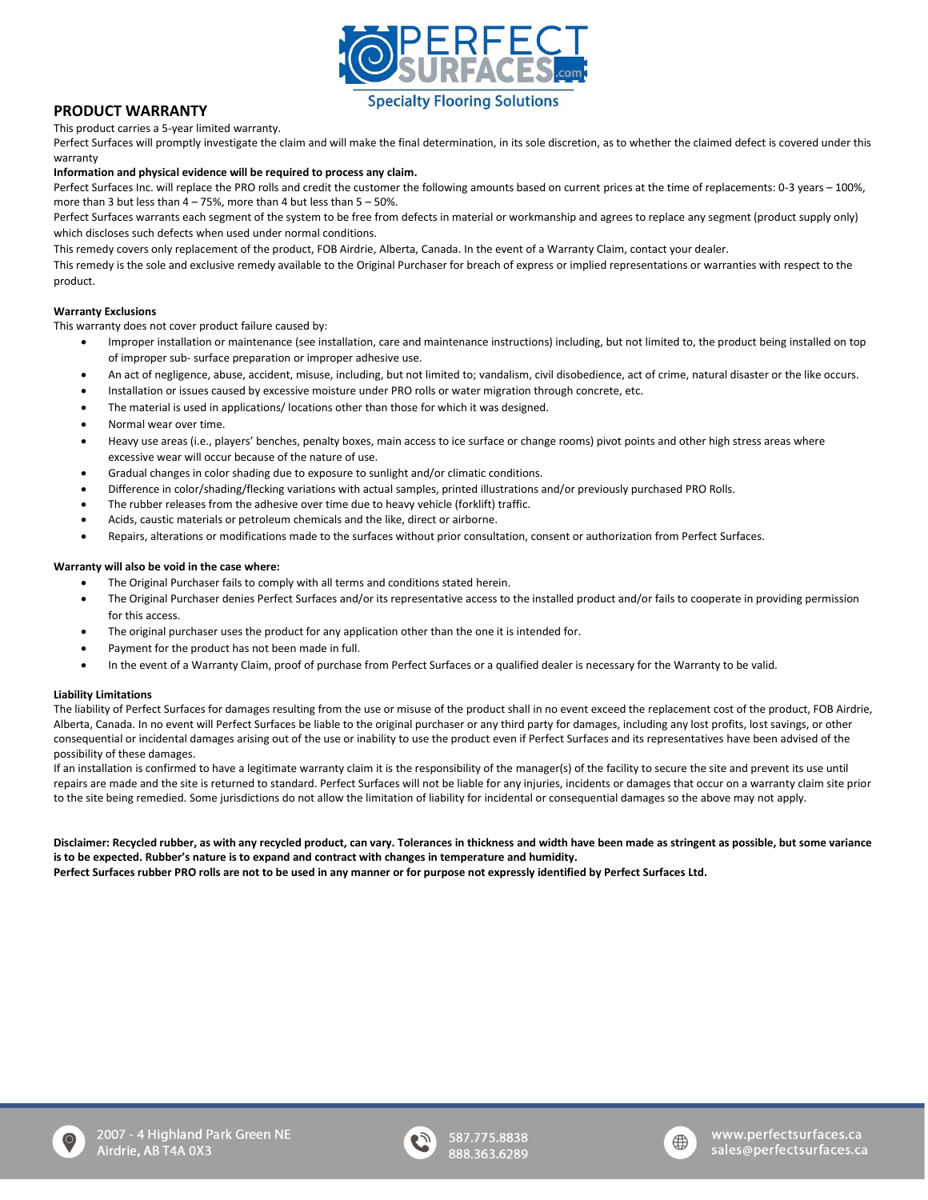## PRODUCT WARRANTY

This product carries a 5-year limited warranty.

Perfect Surfaces will promptly investigate the claim and will make the final determination, in its sole discretion, as to whether the claimed defect is covered under this warranty

**Information and physical evidence will be required to process any claim.**

Perfect Surfaces Inc. will replace the PRO rolls and credit the customer the following amounts based on current prices at the time of replacements: 0-3 years – 100%, more than 3 but less than 4 – 75%, more than 4 but less than 5 – 50%.

Perfect Surfaces warrants each segment of the system to be free from defects in material or workmanship and agrees to replace any segment (product supply only) which discloses such defects when used under normal conditions.

This remedy covers only replacement of the product, FOB Airdrie, Alberta, Canada. In the event of a Warranty Claim, contact your dealer.

This remedy is the sole and exclusive remedy available to the Original Purchaser for breach of express or implied representations or warranties with respect to the product.

**Warranty Exclusions**

This warranty does not cover product failure caused by:

- Improper installation or maintenance (see installation, care and maintenance instructions) including, but not limited to, the product being installed on top of improper sub- surface preparation or improper adhesive use.
- An act of negligence, abuse, accident, misuse, including, but not limited to; vandalism, civil disobedience, act of crime, natural disaster or the like occurs.
- Installation or issues caused by excessive moisture under PRO rolls or water migration through concrete, etc.
- The material is used in applications/ locations other than those for which it was designed.
- Normal wear over time.
- Heavy use areas (i.e., players' benches, penalty boxes, main access to ice surface or change rooms) pivot points and other high stress areas where excessive wear will occur because of the nature of use.
- Gradual changes in color shading due to exposure to sunlight and/or climatic conditions.
- Difference in color/shading/flecking variations with actual samples, printed illustrations and/or previously purchased PRO Rolls.
- The rubber releases from the adhesive over time due to heavy vehicle (forklift) traffic.
- Acids, caustic materials or petroleum chemicals and the like, direct or airborne.
- Repairs, alterations or modifications made to the surfaces without prior consultation, consent or authorization from Perfect Surfaces.

**Warranty will also be void in the case where:**

- The Original Purchaser fails to comply with all terms and conditions stated herein.
- The Original Purchaser denies Perfect Surfaces and/or its representative access to the installed product and/or fails to cooperate in providing permission for this access.
- The original purchaser uses the product for any application other than the one it is intended for.
- Payment for the product has not been made in full.
- In the event of a Warranty Claim, proof of purchase from Perfect Surfaces or a qualified dealer is necessary for the Warranty to be valid.

**Liability Limitations**

The liability of Perfect Surfaces for damages resulting from the use or misuse of the product shall in no event exceed the replacement cost of the product, FOB Airdrie, Alberta, Canada. In no event will Perfect Surfaces be liable to the original purchaser or any third party for damages, including any lost profits, lost savings, or other consequential or incidental damages arising out of the use or inability to use the product even if Perfect Surfaces and its representatives have been advised of the possibility of these damages.

If an installation is confirmed to have a legitimate warranty claim it is the responsibility of the manager(s) of the facility to secure the site and prevent its use until repairs are made and the site is returned to standard. Perfect Surfaces will not be liable for any injuries, incidents or damages that occur on a warranty claim site prior to the site being remedied. Some jurisdictions do not allow the limitation of liability for incidental or consequential damages so the above may not apply.

**Disclaimer: Recycled rubber, as with any recycled product, can vary. Tolerances in thickness and width have been made as stringent as possible, but some variance is to be expected. Rubber's nature is to expand and contract with changes in temperature and humidity.**

**Perfect Surfaces rubber PRO rolls are not to be used in any manner or for purpose not expressly identified by Perfect Surfaces Ltd.**